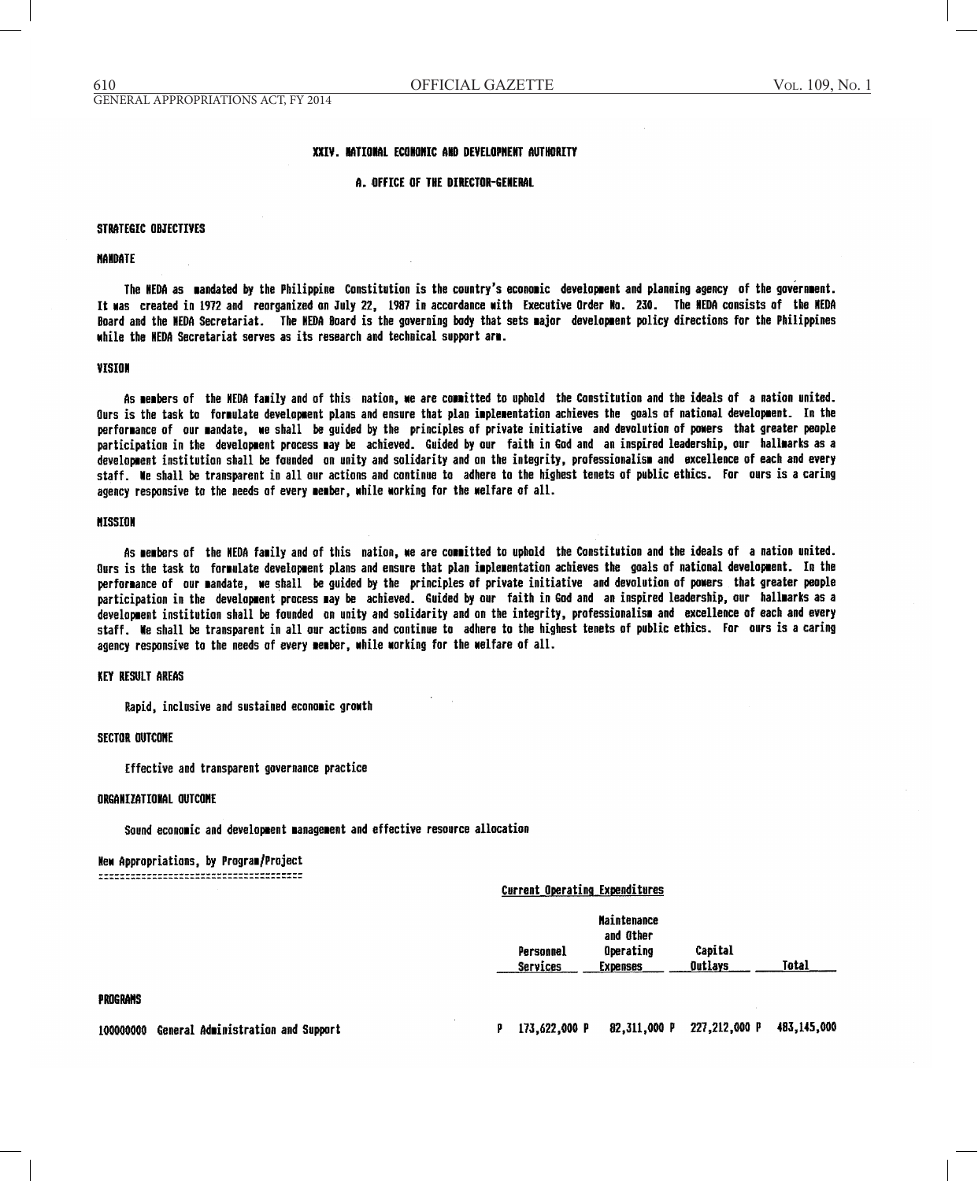# XXIV. NATIONAL ECONOMIC AND DEVELOPMENT AUTHORITY

## A. OFFICE OF THE DIRECTOR-GENERAL

### STRATEGIC OBJECTIVES

#### MANDATE

The NEDA as mandated by the Philippine Constitution is the country's economic development and planning agency of the government. It was created in 1972 and reorganized on July 22, 1987 in accordance with Executive Order No. 230. The NEDA consists of the NEDA Board and the NEDA Secretariat. The NEDA Board is the governing body that sets major development policy directions for the Philippines while the NEDA Secretariat serves as its research and technical support arm.

#### VISION

As members of the NEDA family and of this nation, we are committed to uphold the Constitution and the ideals of a nation united. Ours is the task to formulate development plans and ensure that plan implementation achieves the goals of national development. In the performance of our mandate, we shall be guided by the principles of private initiative and devolution of powers that greater people participation in the development process may be achieved. Guided by our faith in God and an inspired leadership, our hallmarks as a development institution shall be founded on unity and solidarity and on the integrity, professionalism and excellence of each and every staff. We shall be transparent in all our actions and continue to adhere to the highest tenets of public ethics. For ours is a caring agency responsive to the needs of every member, while working for the welfare of all.

#### MISSION

As members of the NEDA family and of this nation, we are committed to uphold the Constitution and the ideals of a nation united. Ours is the task to formulate development plans and ensure that plan implementation achieves the goals of national development. In the performance of our mandate, we shall be guided by the principles of private initiative and devolution of powers that greater people participation in the development process may be achieved. Guided by our faith in God and an inspired leadership, our hallmarks as a development institution shall be founded on unity and solidarity and on the integrity, professionalism and excellence of each and every staff. We shall be transparent in all our actions and continue to adhere to the highest tenets of public ethics. For ours is a caring agency responsive to the needs of every member, while working for the welfare of all.

#### KEY RESULT AREAS

Rapid, inclusive and sustained economic growth

#### SECTOR OUTCOME

Effective and transparent governance practice

#### ORGANIZATIONAL OUTCOME

Sound economic and development management and effective resource allocation

#### New Appropriations, by Program/Project

| | Current Operating Expenditures | | | |
|---|---|---|---|---|
| | Personnel Services | Maintenance and Other Operating Expenses | Capital Outlays | Total |
| **PROGRAMS** | | | | |
| 100000000 General Administration and Support | P 173,622,000 P | 82,311,000 P | 227,212,000 P | 483,145,000 |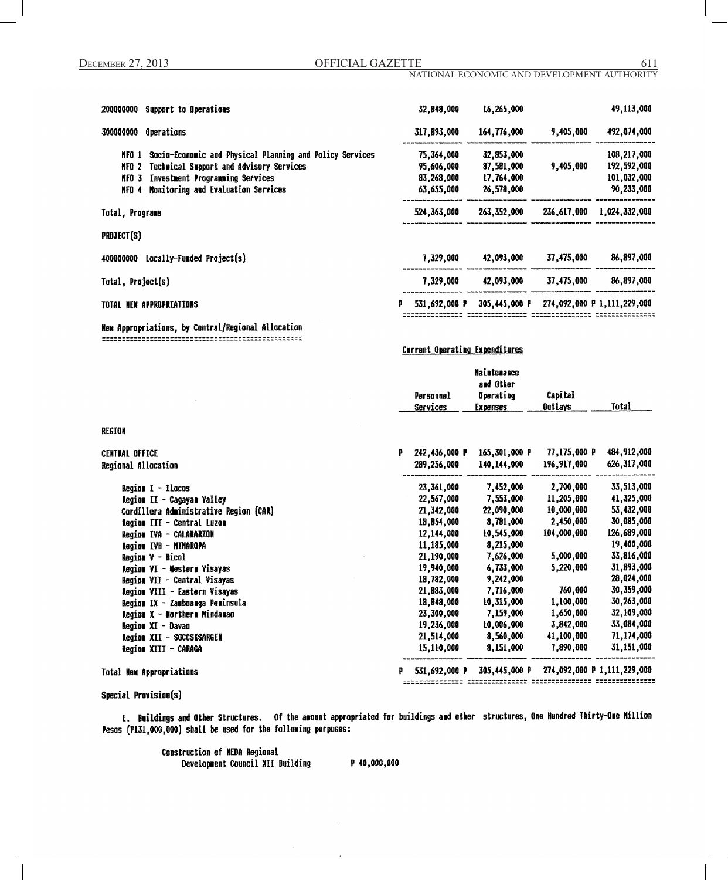| | | | | |
|---|---|---|---|---|
| 200000000 Support to Operations | 32,848,000 | 16,265,000 | | 49,113,000 |
| 300000000 Operations | 317,893,000 | 164,776,000 | 9,405,000 | 492,074,000 |
| MFO 1 Socio-Economic and Physical Planning and Policy Services | 75,364,000 | 32,853,000 | | 108,217,000 |
| MFO 2 Technical Support and Advisory Services | 95,606,000 | 87,581,000 | 9,405,000 | 192,592,000 |
| MFO 3 Investment Programming Services | 83,268,000 | 17,764,000 | | 101,032,000 |
| MFO 4 Monitoring and Evaluation Services | 63,655,000 | 26,578,000 | | 90,233,000 |
| Total, Programs | 524,363,000 | 263,352,000 | 236,617,000 | 1,024,332,000 |
| **PROJECT(S)** | | | | |
| 400000000 Locally-Funded Project(s) | 7,329,000 | 42,093,000 | 37,475,000 | 86,897,000 |
| Total, Project(s) | 7,329,000 | 42,093,000 | 37,475,000 | 86,897,000 |
| TOTAL NEW APPROPRIATIONS | P 531,692,000 P | 305,445,000 P | 274,092,000 P | 1,111,229,000 |

New Appropriations, by Central/Regional Allocation

| | Current Operating Expenditures | | | |
|---|---|---|---|---|
| | Personnel Services | Maintenance and Other Operating Expenses | Capital Outlays | Total |
| REGION | | | | |
| CENTRAL OFFICE | P 242,436,000 P | 165,301,000 P | 77,175,000 P | 484,912,000 |
| Regional Allocation | 289,256,000 | 140,144,000 | 196,917,000 | 626,317,000 |
| Region I - Ilocos | 23,361,000 | 7,452,000 | 2,700,000 | 33,513,000 |
| Region II - Cagayan Valley | 22,567,000 | 7,553,000 | 11,205,000 | 41,325,000 |
| Cordillera Administrative Region (CAR) | 21,342,000 | 22,090,000 | 10,000,000 | 53,432,000 |
| Region III - Central Luzon | 18,854,000 | 8,781,000 | 2,450,000 | 30,085,000 |
| Region IVA - CALABARZON | 12,144,000 | 10,545,000 | 104,000,000 | 126,689,000 |
| Region IVB - MIMAROPA | 11,185,000 | 8,215,000 | | 19,400,000 |
| Region V - Bicol | 21,190,000 | 7,626,000 | 5,000,000 | 33,816,000 |
| Region VI - Western Visayas | 19,940,000 | 6,733,000 | 5,220,000 | 31,893,000 |
| Region VII - Central Visayas | 18,782,000 | 9,242,000 | | 28,024,000 |
| Region VIII - Eastern Visayas | 21,883,000 | 7,716,000 | 760,000 | 30,359,000 |
| Region IX - Zamboanga Peninsula | 18,848,000 | 10,315,000 | 1,100,000 | 30,263,000 |
| Region X - Northern Mindanao | 23,300,000 | 7,159,000 | 1,650,000 | 32,109,000 |
| Region XI - Davao | 19,236,000 | 10,006,000 | 3,842,000 | 33,084,000 |
| Region XII - SOCCSKSARGEN | 21,514,000 | 8,560,000 | 41,100,000 | 71,174,000 |
| Region XIII - CARAGA | 15,110,000 | 8,151,000 | 7,890,000 | 31,151,000 |
| Total New Appropriations | P 531,692,000 P | 305,445,000 P | 274,092,000 P | 1,111,229,000 |

Special Provision(s)

1. Buildings and Other Structures. Of the amount appropriated for buildings and other structures, One Hundred Thirty-One Million Pesos (P131,000,000) shall be used for the following purposes:

| | |
|---|---|
| Construction of NEDA Regional Development Council XII Building | P 40,000,000 |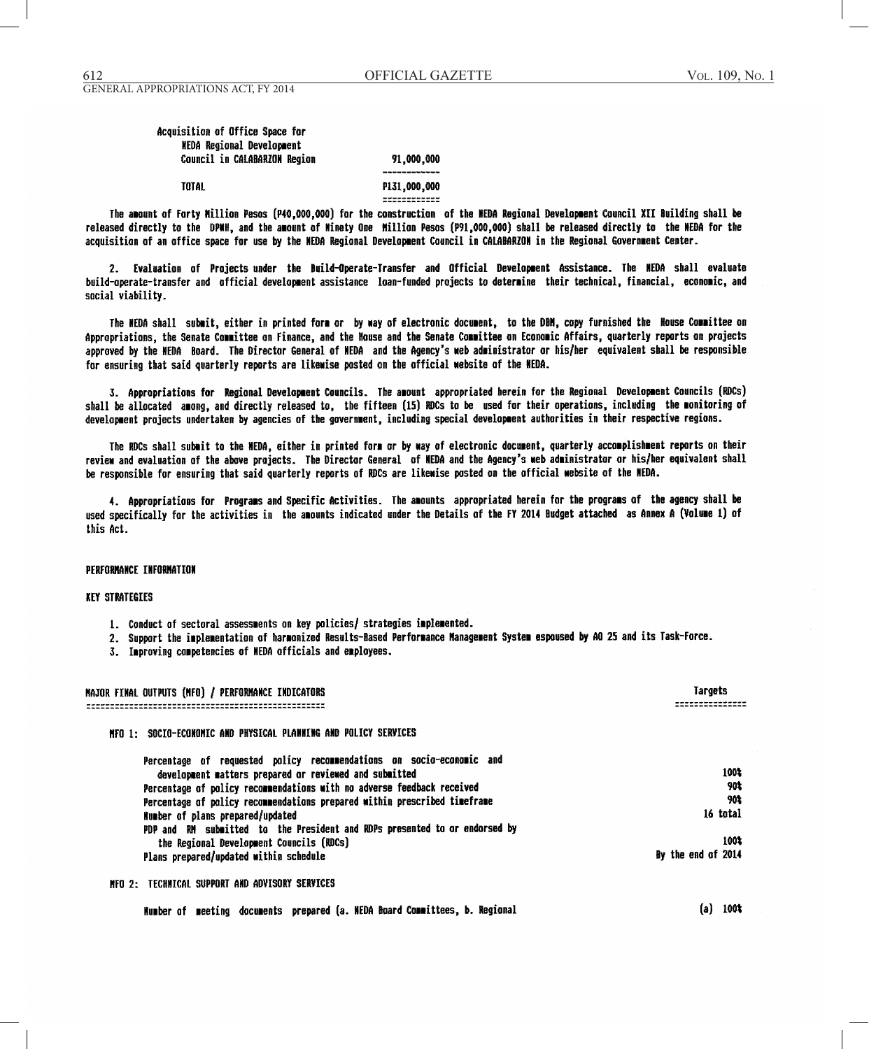| | |
|---|---|
| Acquisition of Office Space for NEDA Regional Development Council in CALABARZON Region | 91,000,000 |
| TOTAL | P131,000,000 |

The amount of Forty Million Pesos (P40,000,000) for the construction of the NEDA Regional Development Council XII Building shall be released directly to the DPWH, and the amount of Ninety One Million Pesos (P91,000,000) shall be released directly to the NEDA for the acquisition of an office space for use by the NEDA Regional Development Council in CALABARZON in the Regional Government Center.

2. Evaluation of Projects under the Build-Operate-Transfer and Official Development Assistance. The NEDA shall evaluate build-operate-transfer and official development assistance loan-funded projects to determine their technical, financial, economic, and social viability.

The NEDA shall submit, either in printed form or by way of electronic document, to the DBM, copy furnished the House Committee on Appropriations, the Senate Committee on Finance, and the House and the Senate Committee on Economic Affairs, quarterly reports on projects approved by the NEDA Board. The Director General of NEDA and the Agency's web administrator or his/her equivalent shall be responsible for ensuring that said quarterly reports are likewise posted on the official website of the NEDA.

3. Appropriations for Regional Development Councils. The amount appropriated herein for the Regional Development Councils (RDCs) shall be allocated among, and directly released to, the fifteen (15) RDCs to be used for their operations, including the monitoring of development projects undertaken by agencies of the government, including special development authorities in their respective regions.

The RDCs shall submit to the NEDA, either in printed form or by way of electronic document, quarterly accomplishment reports on their review and evaluation of the above projects. The Director General of NEDA and the Agency's web administrator or his/her equivalent shall be responsible for ensuring that said quarterly reports of RDCs are likewise posted on the official website of the NEDA.

4. Appropriations for Programs and Specific Activities. The amounts appropriated herein for the programs of the agency shall be used specifically for the activities in the amounts indicated under the Details of the FY 2014 Budget attached as Annex A (Volume 1) of this Act.

## PERFORMANCE INFORMATION

### KEY STRATEGIES

1. Conduct of sectoral assessments on key policies/ strategies implemented.
2. Support the implementation of harmonized Results-Based Performance Management System espoused by AO 25 and its Task-Force.
3. Improving competencies of NEDA officials and employees.

| MAJOR FINAL OUTPUTS (MFO) / PERFORMANCE INDICATORS | Targets |
|---|---|
| **MFO 1: SOCIO-ECONOMIC AND PHYSICAL PLANNING AND POLICY SERVICES** | |
| Percentage of requested policy recommendations on socio-economic and development matters prepared or reviewed and submitted | 100% |
| Percentage of policy recommendations with no adverse feedback received | 90% |
| Percentage of policy recommendations prepared within prescribed timeframe | 90% |
| Number of plans prepared/updated | 16 total |
| PDP and RM submitted to the President and RDPs presented to or endorsed by the Regional Development Councils (RDCs) | 100% |
| Plans prepared/updated within schedule | By the end of 2014 |
| **MFO 2: TECHNICAL SUPPORT AND ADVISORY SERVICES** | |
| Number of meeting documents prepared (a. NEDA Board Committees, b. Regional | (a) 100% |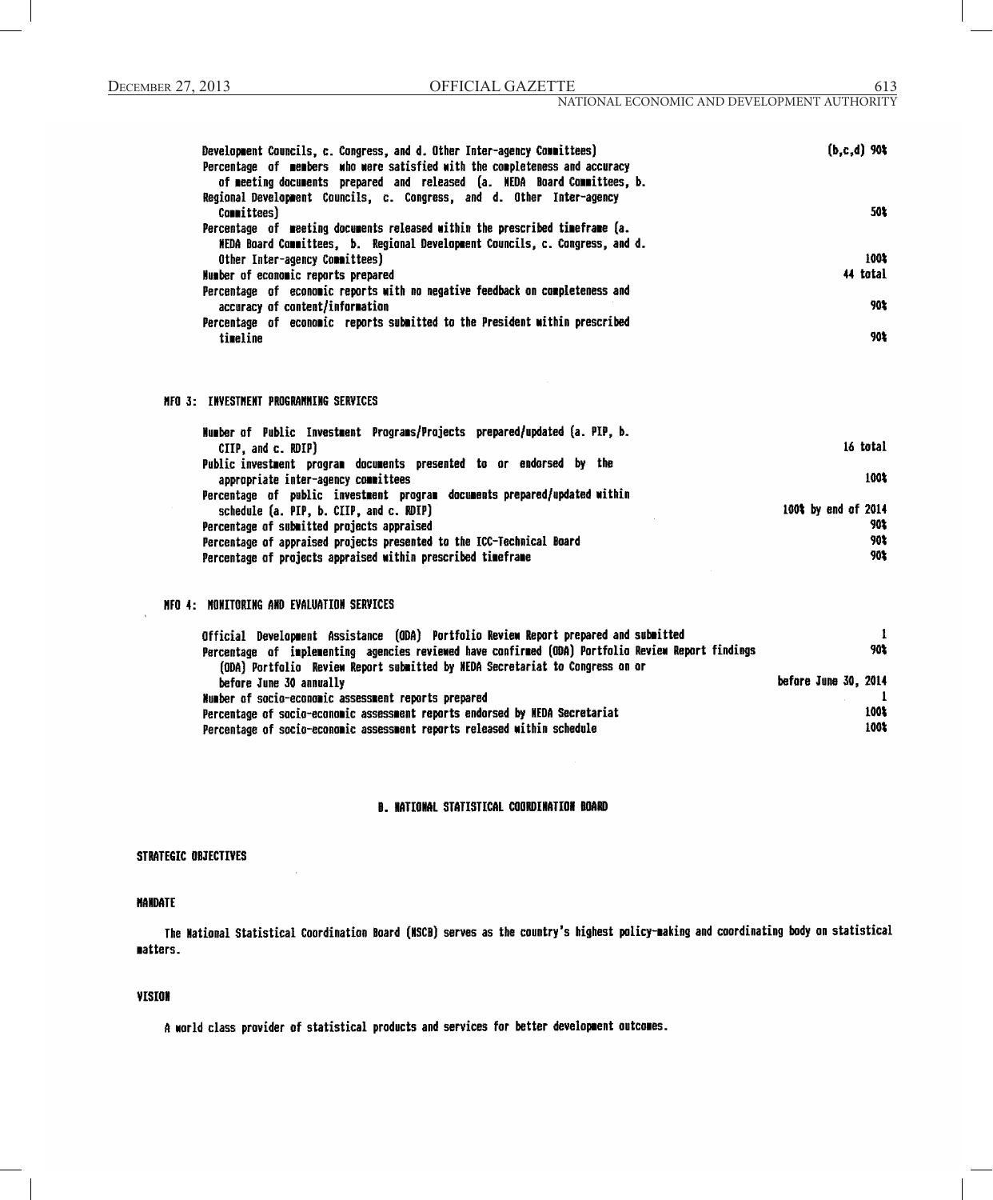| | |
|---|---|
| Development Councils, c. Congress, and d. Other Inter-agency Committees) | (b,c,d) 90% |
| Percentage of members who were satisfied with the completeness and accuracy of meeting documents prepared and released (a. NEDA Board Committees, b. Regional Development Councils, c. Congress, and d. Other Inter-agency Committees) | 50% |
| Percentage of meeting documents released within the prescribed timeframe (a. NEDA Board Committees, b. Regional Development Councils, c. Congress, and d. Other Inter-agency Committees) | 100% |
| Number of economic reports prepared | 44 total |
| Percentage of economic reports with no negative feedback on completeness and accuracy of content/information | 90% |
| Percentage of economic reports submitted to the President within prescribed timeline | 90% |

MFO 3: INVESTMENT PROGRAMMING SERVICES

| | |
|---|---|
| Number of Public Investment Programs/Projects prepared/updated (a. PIP, b. CIIP, and c. RDIP) | 16 total |
| Public investment program documents presented to or endorsed by the appropriate inter-agency committees | 100% |
| Percentage of public investment program documents prepared/updated within schedule (a. PIP, b. CIIP, and c. RDIP) | 100% by end of 2014 |
| Percentage of submitted projects appraised | 90% |
| Percentage of appraised projects presented to the ICC-Technical Board | 90% |
| Percentage of projects appraised within prescribed timeframe | 90% |

MFO 4: MONITORING AND EVALUATION SERVICES

| | |
|---|---|
| Official Development Assistance (ODA) Portfolio Review Report prepared and submitted | 1 |
| Percentage of implementing agencies reviewed have confirmed (ODA) Portfolio Review Report findings | 90% |
| (ODA) Portfolio Review Report submitted by NEDA Secretariat to Congress on or before June 30 annually | before June 30, 2014 |
| Number of socio-economic assessment reports prepared | 1 |
| Percentage of socio-economic assessment reports endorsed by NEDA Secretariat | 100% |
| Percentage of socio-economic assessment reports released within schedule | 100% |

## B. NATIONAL STATISTICAL COORDINATION BOARD

### STRATEGIC OBJECTIVES

#### MANDATE

The National Statistical Coordination Board (NSCB) serves as the country's highest policy-making and coordinating body on statistical matters.

#### VISION

A world class provider of statistical products and services for better development outcomes.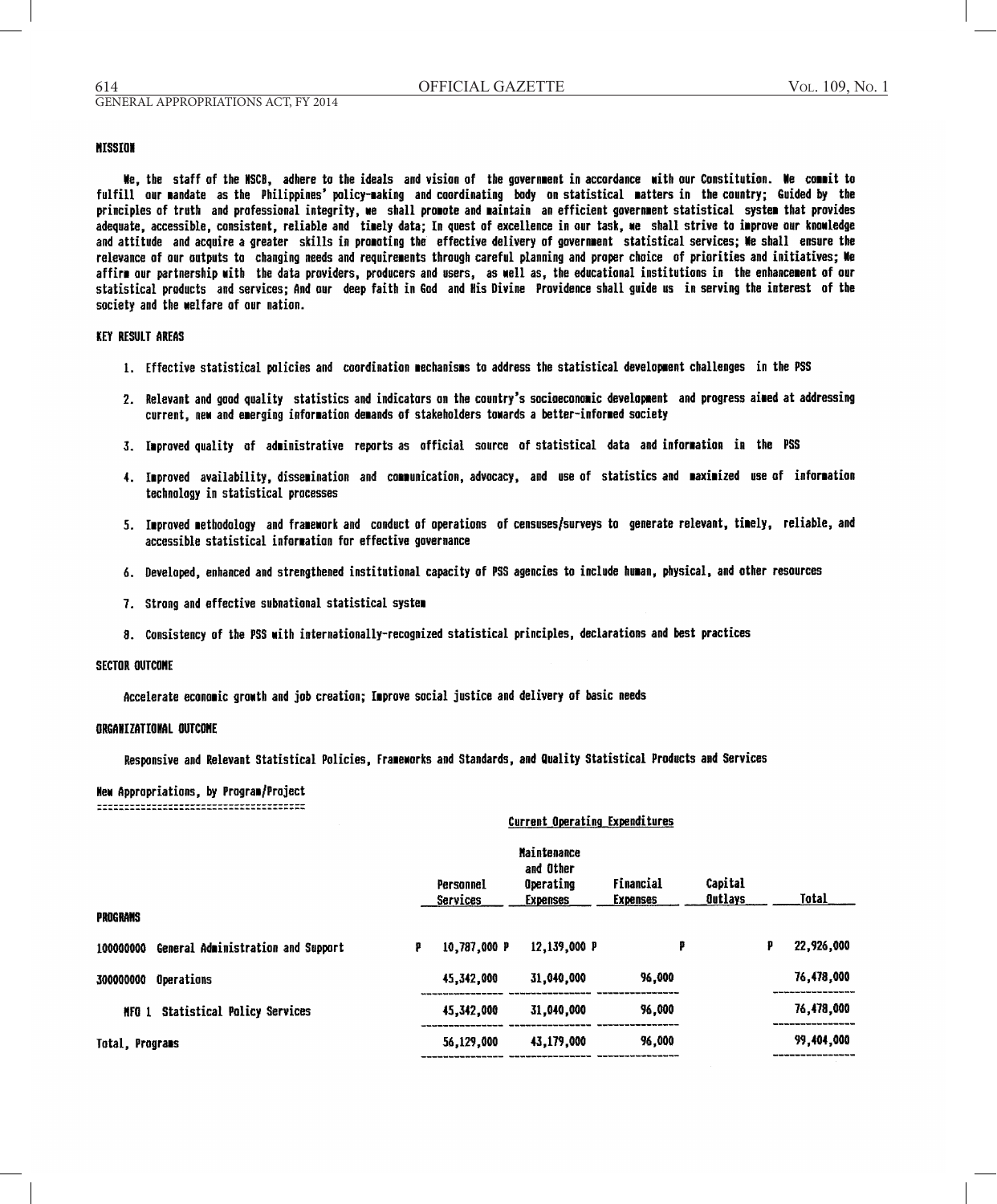#### MISSION

We, the staff of the NSCB, adhere to the ideals and vision of the government in accordance with our Constitution. We commit to fulfill our mandate as the Philippines' policy-making and coordinating body on statistical matters in the country; Guided by the principles of truth and professional integrity, we shall promote and maintain an efficient government statistical system that provides adequate, accessible, consistent, reliable and timely data; In quest of excellence in our task, we shall strive to improve our knowledge and attitude and acquire a greater skills in promoting the effective delivery of government statistical services; We shall ensure the relevance of our outputs to changing needs and requirements through careful planning and proper choice of priorities and initiatives; We affirm our partnership with the data providers, producers and users, as well as, the educational institutions in the enhancement of our statistical products and services; And our deep faith in God and His Divine Providence shall guide us in serving the interest of the society and the welfare of our nation.

#### KEY RESULT AREAS

1. Effective statistical policies and coordination mechanisms to address the statistical development challenges in the PSS
2. Relevant and good quality statistics and indicators on the country's socioeconomic development and progress aimed at addressing current, new and emerging information demands of stakeholders towards a better-informed society
3. Improved quality of administrative reports as official source of statistical data and information in the PSS
4. Improved availability, dissemination and communication, advocacy, and use of statistics and maximized use of information technology in statistical processes
5. Improved methodology and framework and conduct of operations of censuses/surveys to generate relevant, timely, reliable, and accessible statistical information for effective governance
6. Developed, enhanced and strengthened institutional capacity of PSS agencies to include human, physical, and other resources
7. Strong and effective subnational statistical system
8. Consistency of the PSS with internationally-recognized statistical principles, declarations and best practices

#### SECTOR OUTCOME

Accelerate economic growth and job creation; Improve social justice and delivery of basic needs

#### ORGANIZATIONAL OUTCOME

Responsive and Relevant Statistical Policies, Frameworks and Standards, and Quality Statistical Products and Services

#### New Appropriations, by Program/Project

| | Current Operating Expenditures | | | | |
|---|---|---|---|---|---|
| | Personnel Services | Maintenance and Other Operating Expenses | Financial Expenses | Capital Outlays | Total |
| **PROGRAMS** | | | | | |
| 100000000 General Administration and Support | P 10,787,000 | P 12,139,000 | P | | P 22,926,000 |
| 300000000 Operations | 45,342,000 | 31,040,000 | 96,000 | | 76,478,000 |
| MFO 1 Statistical Policy Services | 45,342,000 | 31,040,000 | 96,000 | | 76,478,000 |
| Total, Programs | 56,129,000 | 43,179,000 | 96,000 | | 99,404,000 |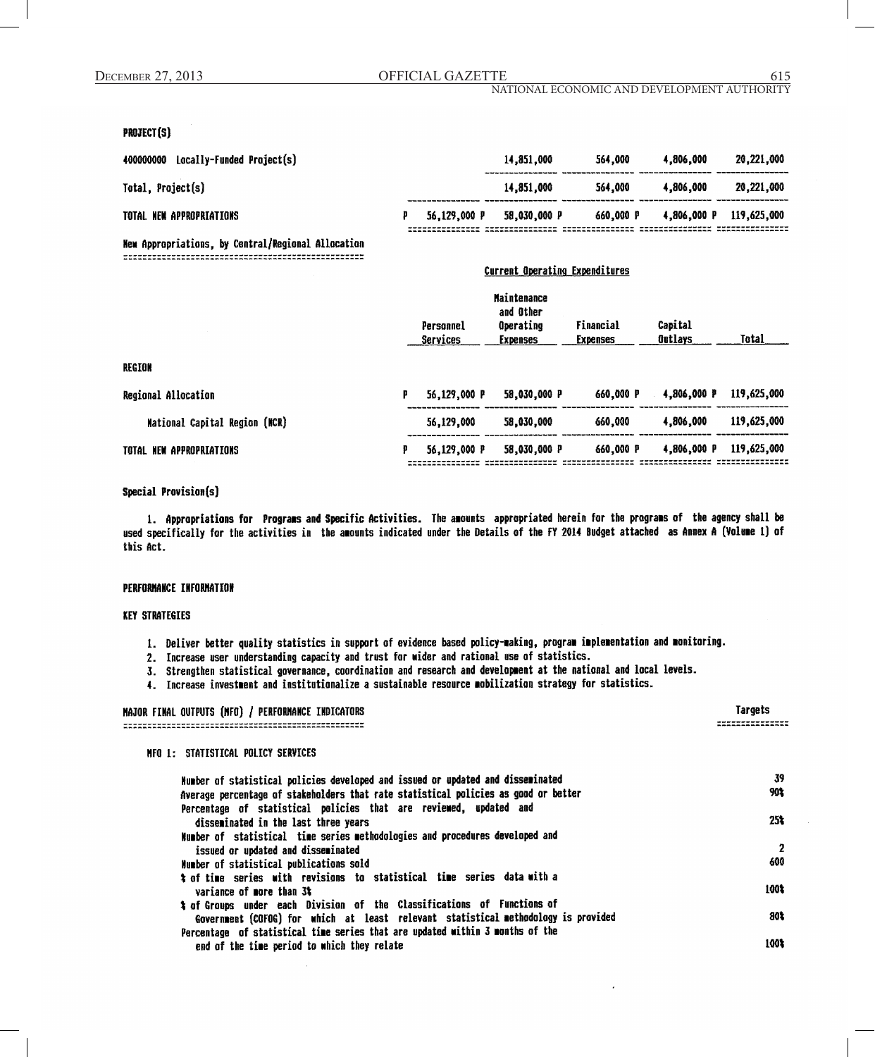**PROJECT(S)**

| | | | | | |
|---|---|---|---|---|---|
| 400000000 Locally-Funded Project(s) | | 14,851,000 | 564,000 | 4,806,000 | 20,221,000 |
| Total, Project(s) | | 14,851,000 | 564,000 | 4,806,000 | 20,221,000 |
| **TOTAL NEW APPROPRIATIONS** | P 56,129,000 P | 58,030,000 P | 660,000 P | 4,806,000 P | 119,625,000 |

**New Appropriations, by Central/Regional Allocation**

| | Current Operating Expenditures | | | | |
|---|---|---|---|---|---|
| | Personnel Services | Maintenance and Other Operating Expenses | Financial Expenses | Capital Outlays | Total |
| **REGION** | | | | | |
| Regional Allocation | P 56,129,000 P | 58,030,000 P | 660,000 P | 4,806,000 P | 119,625,000 |
| National Capital Region (NCR) | 56,129,000 | 58,030,000 | 660,000 | 4,806,000 | 119,625,000 |
| **TOTAL NEW APPROPRIATIONS** | P 56,129,000 P | 58,030,000 P | 660,000 P | 4,806,000 P | 119,625,000 |

**Special Provision(s)**

1. **Appropriations for Programs and Specific Activities.** The amounts appropriated herein for the programs of the agency shall be used specifically for the activities in the amounts indicated under the Details of the FY 2014 Budget attached as Annex A (Volume 1) of this Act.

**PERFORMANCE INFORMATION**

**KEY STRATEGIES**

1. Deliver better quality statistics in support of evidence based policy-making, program implementation and monitoring.
2. Increase user understanding capacity and trust for wider and rational use of statistics.
3. Strengthen statistical governance, coordination and research and development at the national and local levels.
4. Increase investment and institutionalize a sustainable resource mobilization strategy for statistics.

| MAJOR FINAL OUTPUTS (MFO) / PERFORMANCE INDICATORS | Targets |
|---|---|
| **MFO 1: STATISTICAL POLICY SERVICES** | |
| Number of statistical policies developed and issued or updated and disseminated | 39 |
| Average percentage of stakeholders that rate statistical policies as good or better | 90% |
| Percentage of statistical policies that are reviewed, updated and disseminated in the last three years | 25% |
| Number of statistical time series methodologies and procedures developed and issued or updated and disseminated | 2 |
| Number of statistical publications sold | 600 |
| % of time series with revisions to statistical time series data with a variance of more than 3% | 100% |
| % of Groups under each Division of the Classifications of Functions of Government (COFOG) for which at least relevant statistical methodology is provided | 80% |
| Percentage of statistical time series that are updated within 3 months of the end of the time period to which they relate | 100% |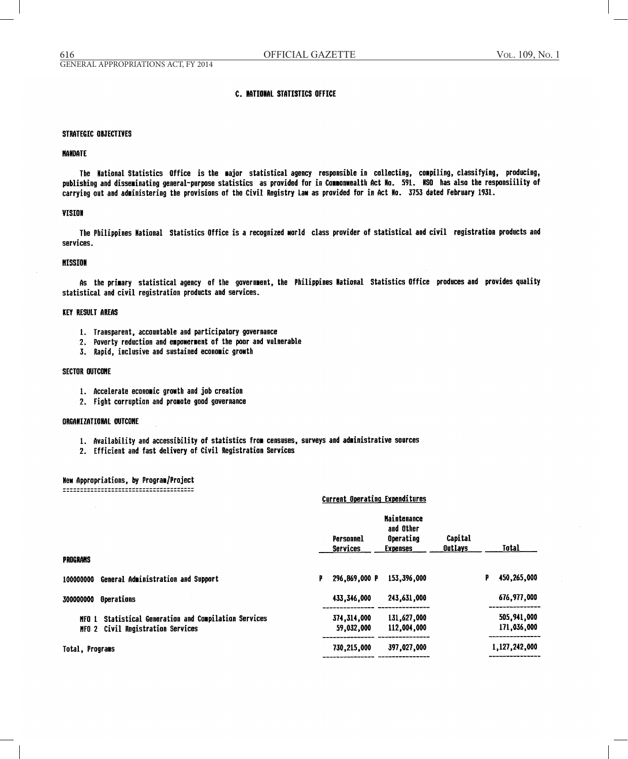## C. NATIONAL STATISTICS OFFICE

### STRATEGIC OBJECTIVES

#### MANDATE

The National Statistics Office is the major statistical agency responsible in collecting, compiling, classifying, producing, publishing and disseminating general-purpose statistics as provided for in Commonwealth Act No. 591. NSO has also the responsiility of carrying out and administering the provisions of the Civil Registry Law as provided for in Act No. 3753 dated February 1931.

#### VISION

The Philippines National Statistics Office is a recognized world class provider of statistical and civil registration products and services.

#### MISSION

As the primary statistical agency of the government, the Philippines National Statistics Office produces and provides quality statistical and civil registration products and services.

#### KEY RESULT AREAS

1. Transparent, accountable and participatory governance
2. Poverty reduction and empowerment of the poor and vulnerable
3. Rapid, inclusive and sustained economic growth

#### SECTOR OUTCOME

1. Accelerate economic growth and job creation
2. Fight corruption and promote good governance

#### ORGANIZATIONAL OUTCOME

1. Availability and accessibility of statistics from censuses, surveys and administrative sources
2. Efficient and fast delivery of Civil Registration Services

#### New Appropriations, by Program/Project

| | Current Operating Expenditures | | | |
|---|---|---|---|---|
| | Personnel Services | Maintenance and Other Operating Expenses | Capital Outlays | Total |
| **PROGRAMS** | | | | |
| 100000000 General Administration and Support | P 296,869,000 | P 153,396,000 | | P 450,265,000 |
| 300000000 Operations | 433,346,000 | 243,631,000 | | 676,977,000 |
| MFO 1 Statistical Generation and Compilation Services | 374,314,000 | 131,627,000 | | 505,941,000 |
| MFO 2 Civil Registration Services | 59,032,000 | 112,004,000 | | 171,036,000 |
| Total, Programs | 730,215,000 | 397,027,000 | | 1,127,242,000 |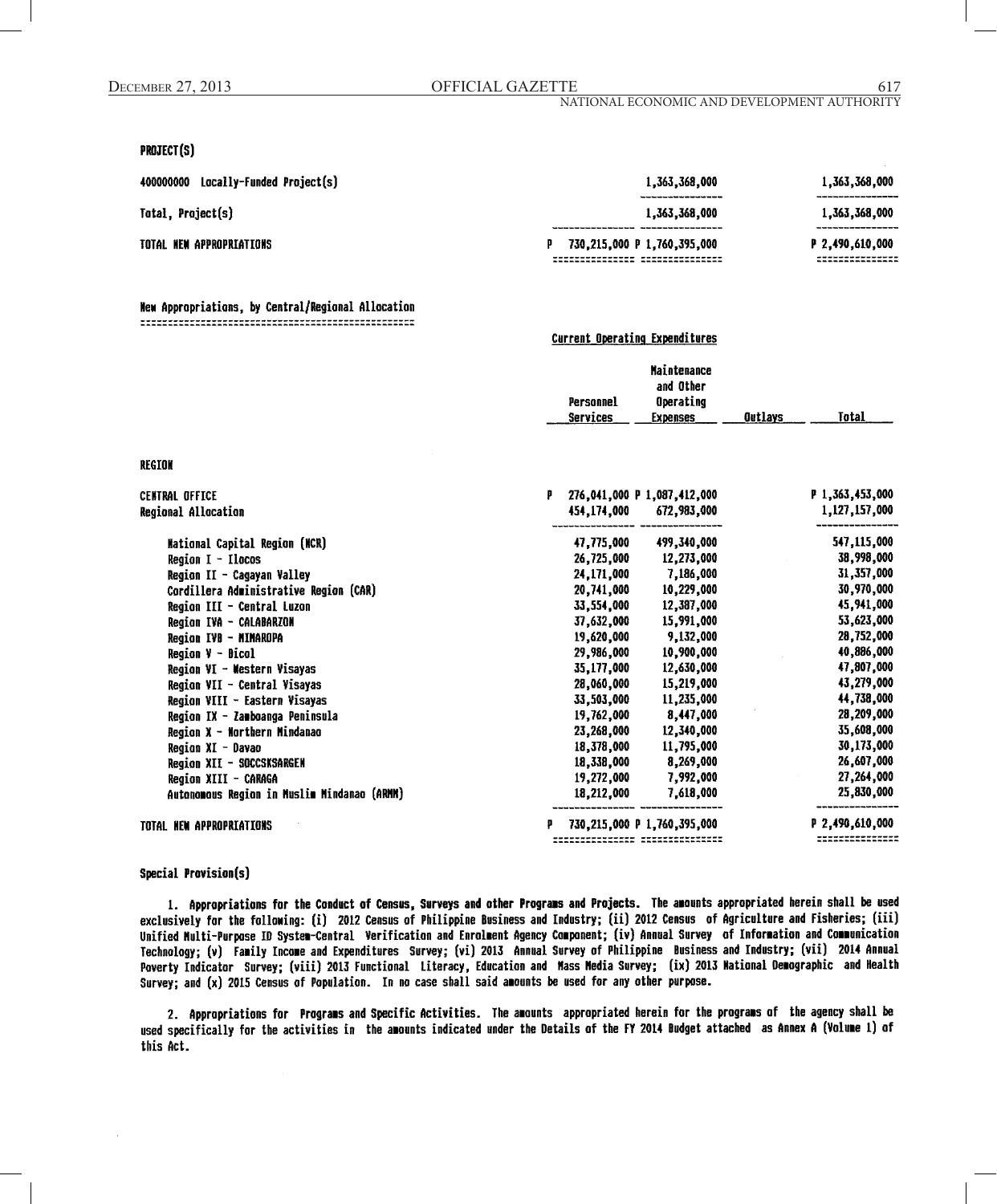PROJECT(S)

| | | | |
|---|---|---|---|
| 400000000 Locally-Funded Project(s) | | 1,363,368,000 | 1,363,368,000 |
| Total, Project(s) | | 1,363,368,000 | 1,363,368,000 |
| TOTAL NEW APPROPRIATIONS | P 730,215,000 | P 1,760,395,000 | P 2,490,610,000 |

New Appropriations, by Central/Regional Allocation

| | Current Operating Expenditures | | | |
|---|---|---|---|---|
| | Personnel Services | Maintenance and Other Operating Expenses | Outlays | Total |
| REGION | | | | |
| CENTRAL OFFICE | P 276,041,000 | P 1,087,412,000 | | P 1,363,453,000 |
| Regional Allocation | 454,174,000 | 672,983,000 | | 1,127,157,000 |
| National Capital Region (NCR) | 47,775,000 | 499,340,000 | | 547,115,000 |
| Region I - Ilocos | 26,725,000 | 12,273,000 | | 38,998,000 |
| Region II - Cagayan Valley | 24,171,000 | 7,186,000 | | 31,357,000 |
| Cordillera Administrative Region (CAR) | 20,741,000 | 10,229,000 | | 30,970,000 |
| Region III - Central Luzon | 33,554,000 | 12,387,000 | | 45,941,000 |
| Region IVA - CALABARZON | 37,632,000 | 15,991,000 | | 53,623,000 |
| Region IVB - MIMAROPA | 19,620,000 | 9,132,000 | | 28,752,000 |
| Region V - Bicol | 29,986,000 | 10,900,000 | | 40,886,000 |
| Region VI - Western Visayas | 35,177,000 | 12,630,000 | | 47,807,000 |
| Region VII - Central Visayas | 28,060,000 | 15,219,000 | | 43,279,000 |
| Region VIII - Eastern Visayas | 33,503,000 | 11,235,000 | | 44,738,000 |
| Region IX - Zamboanga Peninsula | 19,762,000 | 8,447,000 | | 28,209,000 |
| Region X - Northern Mindanao | 23,268,000 | 12,340,000 | | 35,608,000 |
| Region XI - Davao | 18,378,000 | 11,795,000 | | 30,173,000 |
| Region XII - SOCCSKSARGEN | 18,338,000 | 8,269,000 | | 26,607,000 |
| Region XIII - CARAGA | 19,272,000 | 7,992,000 | | 27,264,000 |
| Autonomous Region in Muslim Mindanao (ARMM) | 18,212,000 | 7,618,000 | | 25,830,000 |
| TOTAL NEW APPROPRIATIONS | P 730,215,000 | P 1,760,395,000 | | P 2,490,610,000 |

Special Provision(s)

1. **Appropriations for the Conduct of Census, Surveys and other Programs and Projects.** The amounts appropriated herein shall be used exclusively for the following: (i) 2012 Census of Philippine Business and Industry; (ii) 2012 Census of Agriculture and Fisheries; (iii) Unified Multi-Purpose ID System-Central Verification and Enrolment Agency Component; (iv) Annual Survey of Information and Communication Technology; (v) Family Income and Expenditures Survey; (vi) 2013 Annual Survey of Philippine Business and Industry; (vii) 2014 Annual Poverty Indicator Survey; (viii) 2013 Functional Literacy, Education and Mass Media Survey; (ix) 2013 National Demographic and Health Survey; and (x) 2015 Census of Population. In no case shall said amounts be used for any other purpose.

2. **Appropriations for Programs and Specific Activities.** The amounts appropriated herein for the programs of the agency shall be used specifically for the activities in the amounts indicated under the Details of the FY 2014 Budget attached as Annex A (Volume 1) of this Act.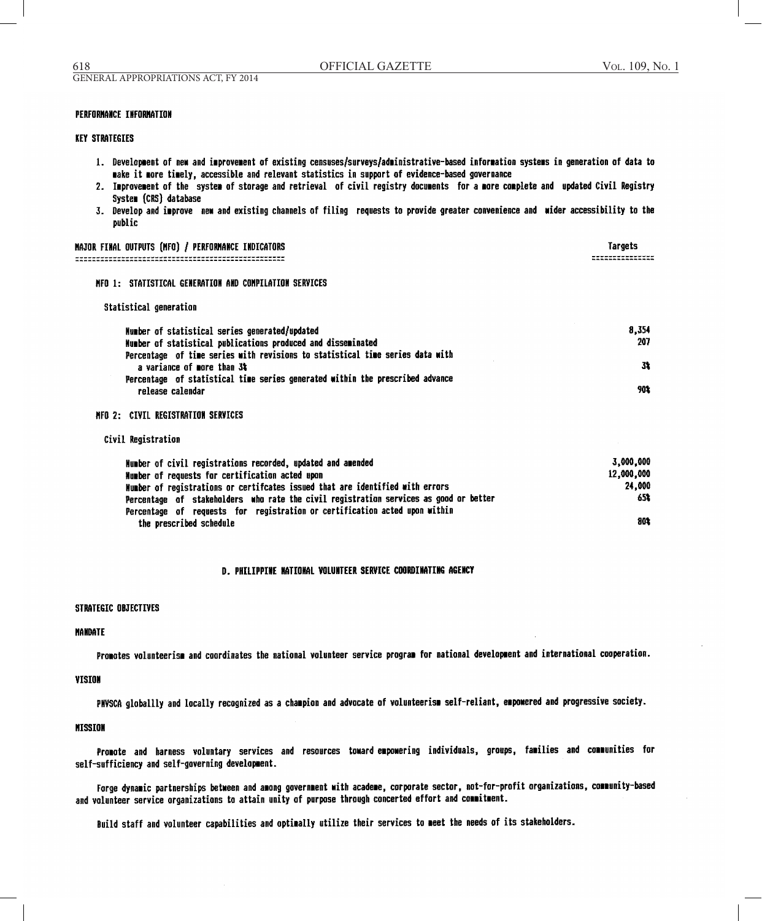PERFORMANCE INFORMATION

KEY STRATEGIES

1. Development of new and improvement of existing censuses/surveys/administrative-based information systems in generation of data to make it more timely, accessible and relevant statistics in support of evidence-based governance
2. Improvement of the system of storage and retrieval of civil registry documents for a more complete and updated Civil Registry System (CRS) database
3. Develop and improve new and existing channels of filing requests to provide greater convenience and wider accessibility to the public

| MAJOR FINAL OUTPUTS (MFO) / PERFORMANCE INDICATORS | Targets |
|---|---|
| **MFO 1: STATISTICAL GENERATION AND COMPILATION SERVICES** | |
| Statistical generation | |
| Number of statistical series generated/updated | 8,354 |
| Number of statistical publications produced and disseminated | 207 |
| Percentage of time series with revisions to statistical time series data with a variance of more than 3% | 3% |
| Percentage of statistical time series generated within the prescribed advance release calendar | 90% |
| **MFO 2: CIVIL REGISTRATION SERVICES** | |
| Civil Registration | |
| Number of civil registrations recorded, updated and amended | 3,000,000 |
| Number of requests for certification acted upon | 12,000,000 |
| Number of registrations or certifcates issued that are identified with errors | 24,000 |
| Percentage of stakeholders who rate the civil registration services as good or better | 65% |
| Percentage of requests for registration or certification acted upon within the prescribed schedule | 80% |

## D. PHILIPPINE NATIONAL VOLUNTEER SERVICE COORDINATING AGENCY

STRATEGIC OBJECTIVES

MANDATE

Promotes volunteerism and coordinates the national volunteer service program for national development and international cooperation.

VISION

PNVSCA globallly and locally recognized as a champion and advocate of volunteerism self-reliant, empowered and progressive society.

MISSION

Promote and harness voluntary services and resources toward empowering individuals, groups, families and communities for self-sufficiency and self-governing development.

Forge dynamic partnerships between and among government with academe, corporate sector, not-for-profit organizations, community-based and volunteer service organizations to attain unity of purpose through concerted effort and commitment.

Build staff and volunteer capabilities and optimally utilize their services to meet the needs of its stakeholders.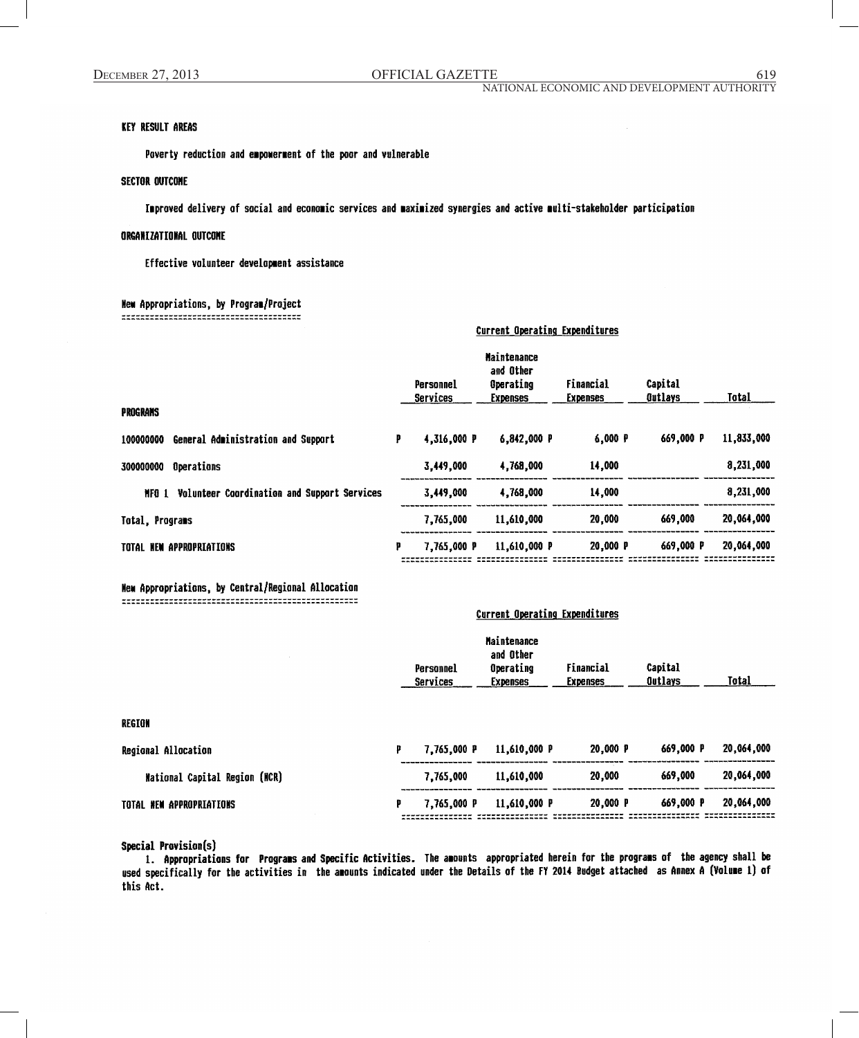KEY RESULT AREAS

Poverty reduction and empowerment of the poor and vulnerable

SECTOR OUTCOME

Improved delivery of social and economic services and maximized synergies and active multi-stakeholder participation

ORGANIZATIONAL OUTCOME

Effective volunteer development assistance

New Appropriations, by Program/Project

| | | Current Operating Expenditures | | | | |
|---|---|---|---|---|---|---|
| | | Personnel Services | Maintenance and Other Operating Expenses | Financial Expenses | Capital Outlays | Total |
| PROGRAMS | | | | | | |
| 100000000 General Administration and Support | P | 4,316,000 P | 6,842,000 P | 6,000 P | 669,000 P | 11,833,000 |
| 300000000 Operations | | 3,449,000 | 4,768,000 | 14,000 | | 8,231,000 |
| MFO 1 Volunteer Coordination and Support Services | | 3,449,000 | 4,768,000 | 14,000 | | 8,231,000 |
| Total, Programs | | 7,765,000 | 11,610,000 | 20,000 | 669,000 | 20,064,000 |
| TOTAL NEW APPROPRIATIONS | P | 7,765,000 P | 11,610,000 P | 20,000 P | 669,000 P | 20,064,000 |

New Appropriations, by Central/Regional Allocation

| | | Current Operating Expenditures | | | | |
|---|---|---|---|---|---|---|
| | | Personnel Services | Maintenance and Other Operating Expenses | Financial Expenses | Capital Outlays | Total |
| REGION | | | | | | |
| Regional Allocation | P | 7,765,000 P | 11,610,000 P | 20,000 P | 669,000 P | 20,064,000 |
| National Capital Region (NCR) | | 7,765,000 | 11,610,000 | 20,000 | 669,000 | 20,064,000 |
| TOTAL NEW APPROPRIATIONS | P | 7,765,000 P | 11,610,000 P | 20,000 P | 669,000 P | 20,064,000 |

Special Provision(s)

1. **Appropriations for Programs and Specific Activities.** The amounts appropriated herein for the programs of the agency shall be used specifically for the activities in the amounts indicated under the Details of the FY 2014 Budget attached as Annex A (Volume 1) of this Act.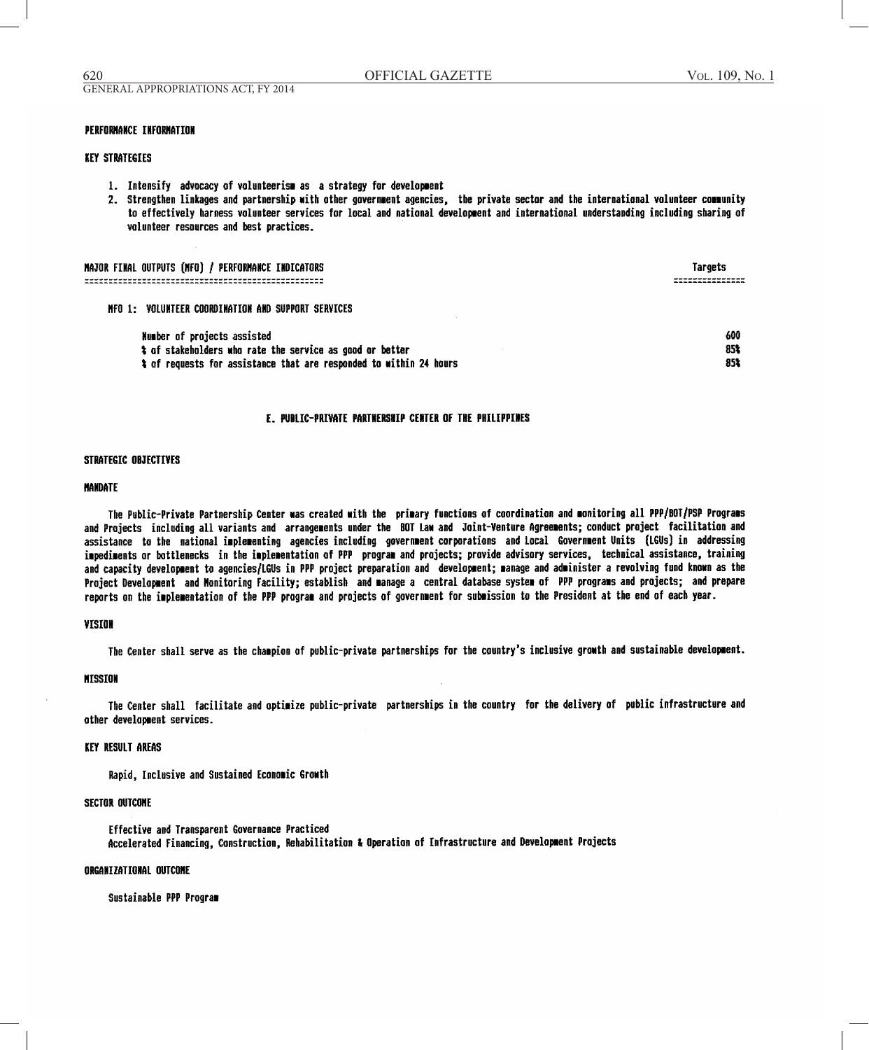#### PERFORMANCE INFORMATION

#### KEY STRATEGIES

1. Intensify advocacy of volunteerism as a strategy for development
2. Strengthen linkages and partnership with other government agencies, the private sector and the international volunteer community to effectively harness volunteer services for local and national development and international understanding including sharing of volunteer resources and best practices.

| MAJOR FINAL OUTPUTS (MFO) / PERFORMANCE INDICATORS | Targets |
|---|---|
| **MFO 1: VOLUNTEER COORDINATION AND SUPPORT SERVICES** | |
| Number of projects assisted | 600 |
| % of stakeholders who rate the service as good or better | 85% |
| % of requests for assistance that are responded to within 24 hours | 85% |

## E. PUBLIC-PRIVATE PARTNERSHIP CENTER OF THE PHILIPPINES

#### STRATEGIC OBJECTIVES

#### MANDATE

The Public-Private Partnership Center was created with the primary functions of coordination and monitoring all PPP/BOT/PSP Programs and Projects including all variants and arrangements under the BOT Law and Joint-Venture Agreements; conduct project facilitation and assistance to the national implementing agencies including government corporations and Local Government Units (LGUs) in addressing impediments or bottlenecks in the implementation of PPP program and projects; provide advisory services, technical assistance, training and capacity development to agencies/LGUs in PPP project preparation and development; manage and administer a revolving fund known as the Project Development and Monitoring Facility; establish and manage a central database system of PPP programs and projects; and prepare reports on the implementation of the PPP program and projects of government for submission to the President at the end of each year.

#### VISION

The Center shall serve as the champion of public-private partnerships for the country's inclusive growth and sustainable development.

#### MISSION

The Center shall facilitate and optimize public-private partnerships in the country for the delivery of public infrastructure and other development services.

#### KEY RESULT AREAS

Rapid, Inclusive and Sustained Economic Growth

#### SECTOR OUTCOME

Effective and Transparent Governance Practiced
Accelerated Financing, Construction, Rehabilitation & Operation of Infrastructure and Development Projects

#### ORGANIZATIONAL OUTCOME

Sustainable PPP Program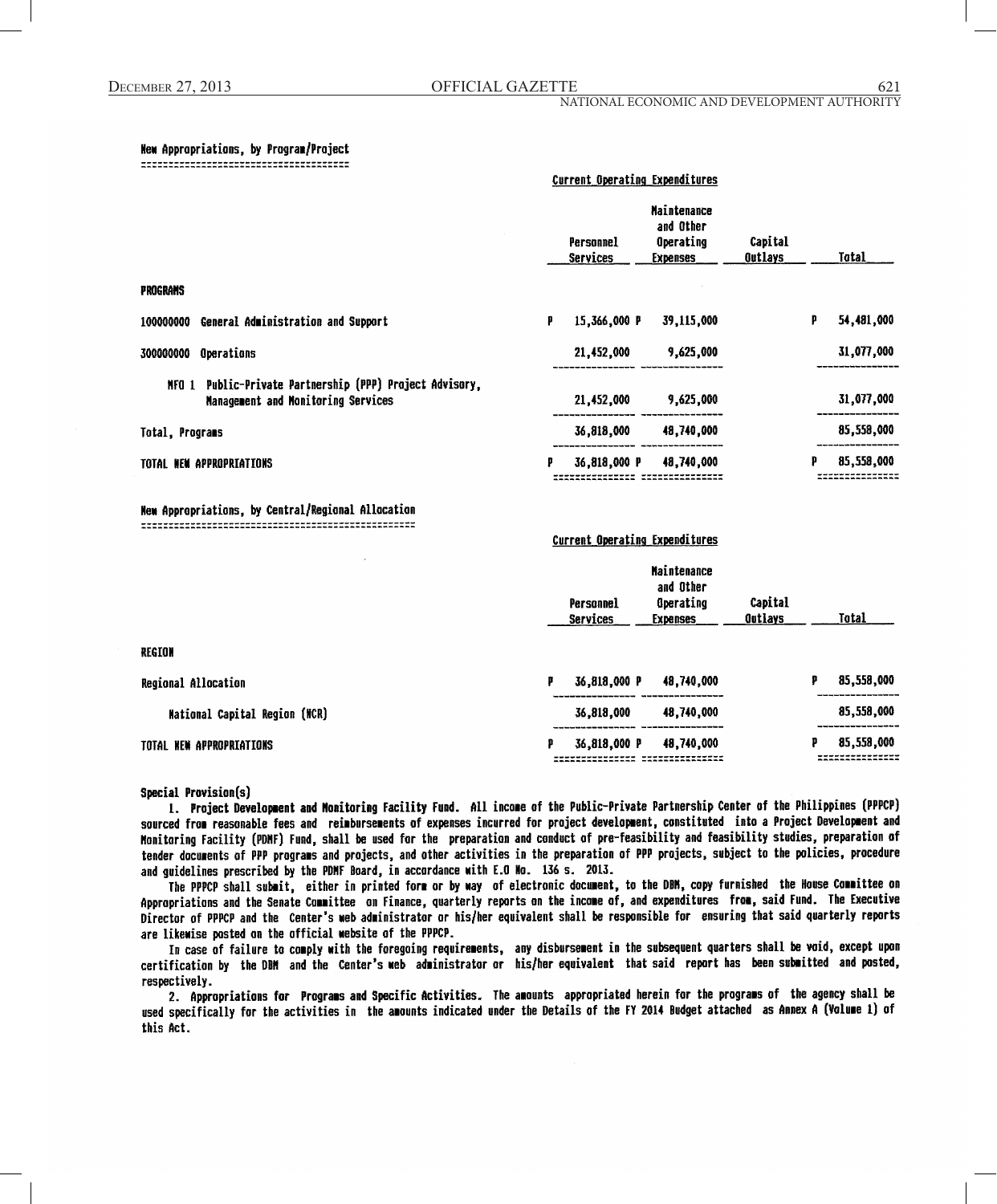**New Appropriations, by Program/Project**

| | Current Operating Expenditures | | | |
|---|---|---|---|---|
| | Personnel Services | Maintenance and Other Operating Expenses | Capital Outlays | Total |
| **PROGRAMS** | | | | |
| 100000000 General Administration and Support | P 15,366,000 | P 39,115,000 | | P 54,481,000 |
| 300000000 Operations | 21,452,000 | 9,625,000 | | 31,077,000 |
| MFO 1 Public-Private Partnership (PPP) Project Advisory, Management and Monitoring Services | 21,452,000 | 9,625,000 | | 31,077,000 |
| Total, Programs | 36,818,000 | 48,740,000 | | 85,558,000 |
| TOTAL NEW APPROPRIATIONS | P 36,818,000 | P 48,740,000 | | P 85,558,000 |

**New Appropriations, by Central/Regional Allocation**

| | Current Operating Expenditures | | | |
|---|---|---|---|---|
| | Personnel Services | Maintenance and Other Operating Expenses | Capital Outlays | Total |
| **REGION** | | | | |
| Regional Allocation | P 36,818,000 | P 48,740,000 | | P 85,558,000 |
| National Capital Region (NCR) | 36,818,000 | 48,740,000 | | 85,558,000 |
| TOTAL NEW APPROPRIATIONS | P 36,818,000 | P 48,740,000 | | P 85,558,000 |

**Special Provision(s)**

1. **Project Development and Monitoring Facility Fund.** All income of the Public-Private Partnership Center of the Philippines (PPPCP) sourced from reasonable fees and reimbursements of expenses incurred for project development, constituted into a Project Development and Monitoring Facility (PDMF) Fund, shall be used for the preparation and conduct of pre-feasibility and feasibility studies, preparation of tender documents of PPP programs and projects, and other activities in the preparation of PPP projects, subject to the policies, procedure and guidelines prescribed by the PDMF Board, in accordance with E.O No. 136 s. 2013.

The PPPCP shall submit, either in printed form or by way of electronic document, to the DBM, copy furnished the House Committee on Appropriations and the Senate Committee on Finance, quarterly reports on the income of, and expenditures from, said Fund. The Executive Director of PPPCP and the Center's web administrator or his/her equivalent shall be responsible for ensuring that said quarterly reports are likewise posted on the official website of the PPPCP.

In case of failure to comply with the foregoing requirements, any disbursement in the subsequent quarters shall be void, except upon certification by the DBM and the Center's web administrator or his/her equivalent that said report has been submitted and posted, respectively.

2. **Appropriations for Programs and Specific Activities.** The amounts appropriated herein for the programs of the agency shall be used specifically for the activities in the amounts indicated under the Details of the FY 2014 Budget attached as Annex A (Volume 1) of this Act.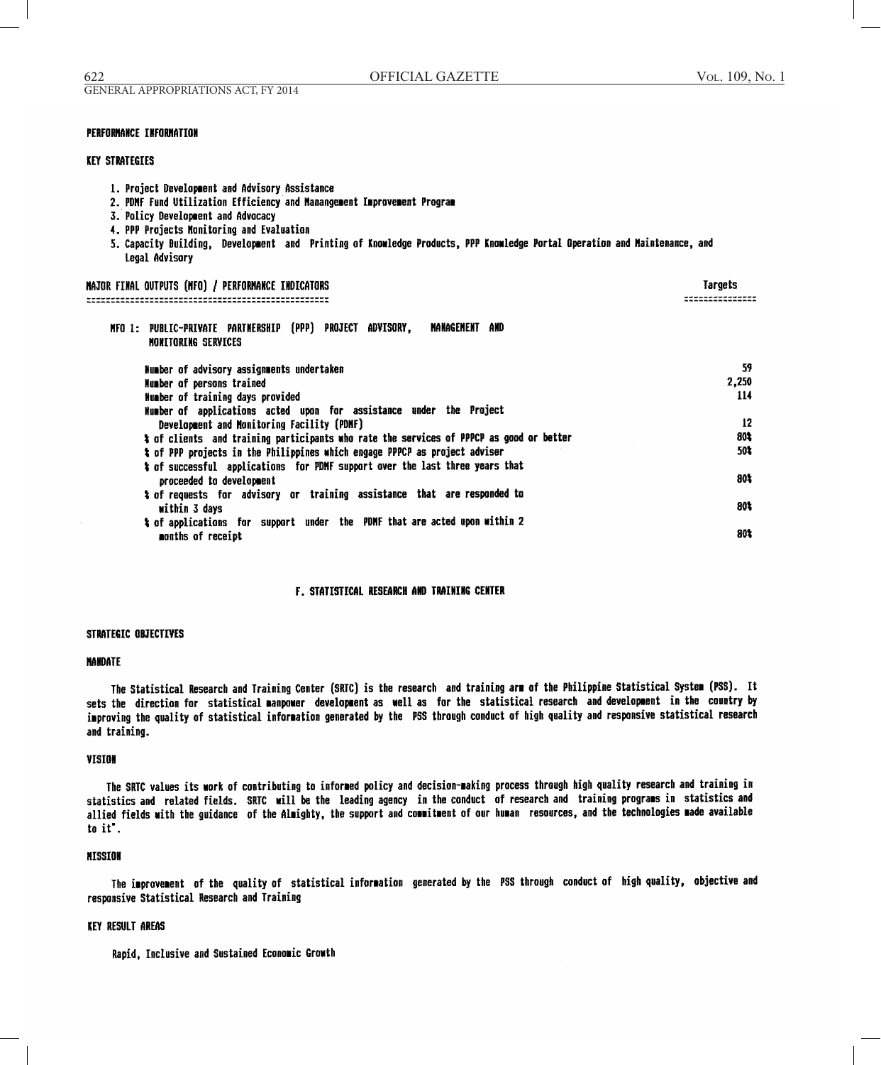## PERFORMANCE INFORMATION

### KEY STRATEGIES

1. Project Development and Advisory Assistance
2. PDMF Fund Utilization Efficiency and Manangement Improvement Program
3. Policy Development and Advocacy
4. PPP Projects Monitoring and Evaluation
5. Capacity Building, Development and Printing of Knowledge Products, PPP Knowledge Portal Operation and Maintenance, and Legal Advisory

| MAJOR FINAL OUTPUTS (MFO) / PERFORMANCE INDICATORS | Targets |
|---|---|
| **MFO 1: PUBLIC-PRIVATE PARTNERSHIP (PPP) PROJECT ADVISORY, MANAGEMENT AND MONITORING SERVICES** | |
| Number of advisory assignments undertaken | 59 |
| Number of persons trained | 2,250 |
| Number of training days provided | 114 |
| Number of applications acted upon for assistance under the Project Development and Monitoring Facility (PDMF) | 12 |
| % of clients and training participants who rate the services of PPPCP as good or better | 80% |
| % of PPP projects in the Philippines which engage PPPCP as project adviser | 50% |
| % of successful applications for PDMF support over the last three years that proceeded to development | 80% |
| % of requests for advisory or training assistance that are responded to within 3 days | 80% |
| % of applications for support under the PDMF that are acted upon within 2 months of receipt | 80% |

# F. STATISTICAL RESEARCH AND TRAINING CENTER

## STRATEGIC OBJECTIVES

### MANDATE

The Statistical Research and Training Center (SRTC) is the research and training arm of the Philippine Statistical System (PSS). It sets the direction for statistical manpower development as well as for the statistical research and development in the country by improving the quality of statistical information generated by the PSS through conduct of high quality and responsive statistical research and training.

### VISION

The SRTC values its work of contributing to informed policy and decision-making process through high quality research and training in statistics and related fields. SRTC will be the leading agency in the conduct of research and training programs in statistics and allied fields with the guidance of the Almighty, the support and commitment of our human resources, and the technologies made available to it".

### MISSION

The improvement of the quality of statistical information generated by the PSS through conduct of high quality, objective and responsive Statistical Research and Training

### KEY RESULT AREAS

Rapid, Inclusive and Sustained Economic Growth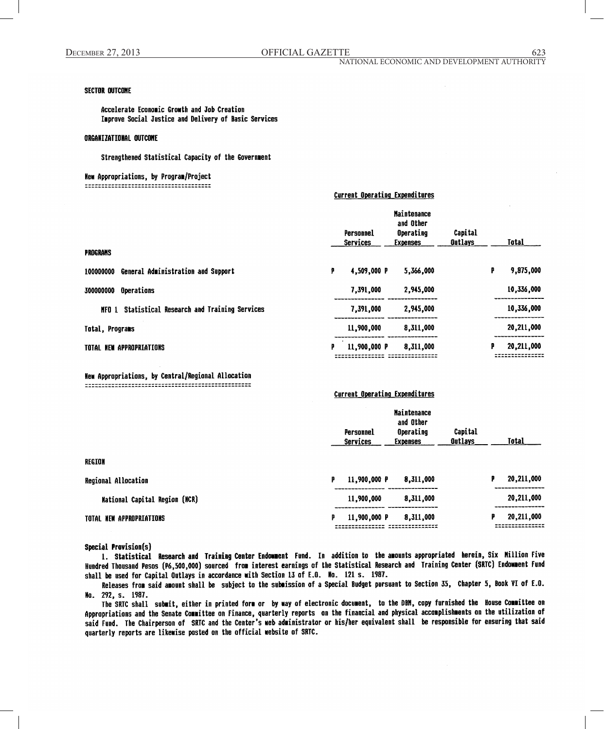### SECTOR OUTCOME

Accelerate Economic Growth and Job Creation
Improve Social Justice and Delivery of Basic Services

### ORGANIZATIONAL OUTCOME

Strengthened Statistical Capacity of the Government

### New Appropriations, by Program/Project

| | Current Operating Expenditures | | | |
|---|---|---|---|---|
| | Personnel Services | Maintenance and Other Operating Expenses | Capital Outlays | Total |
| **PROGRAMS** | | | | |
| 100000000 General Administration and Support | P 4,509,000 | P 5,366,000 | | P 9,875,000 |
| 300000000 Operations | 7,391,000 | 2,945,000 | | 10,336,000 |
| MFO 1 Statistical Research and Training Services | 7,391,000 | 2,945,000 | | 10,336,000 |
| Total, Programs | 11,900,000 | 8,311,000 | | 20,211,000 |
| TOTAL NEW APPROPRIATIONS | P 11,900,000 | P 8,311,000 | | P 20,211,000 |

### New Appropriations, by Central/Regional Allocation

| | Current Operating Expenditures | | | |
|---|---|---|---|---|
| | Personnel Services | Maintenance and Other Operating Expenses | Capital Outlays | Total |
| **REGION** | | | | |
| Regional Allocation | P 11,900,000 | P 8,311,000 | | P 20,211,000 |
| National Capital Region (NCR) | 11,900,000 | 8,311,000 | | 20,211,000 |
| TOTAL NEW APPROPRIATIONS | P 11,900,000 | P 8,311,000 | | P 20,211,000 |

### Special Provision(s)

1. **Statistical Research and Training Center Endowment Fund.** In addition to the amounts appropriated herein, Six Million Five Hundred Thousand Pesos (P6,500,000) sourced from interest earnings of the Statistical Research and Training Center (SRTC) Endowment Fund shall be used for Capital Outlays in accordance with Section 13 of E.O. No. 121 s. 1987.

Releases from said amount shall be subject to the submission of a Special Budget pursuant to Section 35, Chapter 5, Book VI of E.O. No. 292, s. 1987.

The SRTC shall submit, either in printed form or by way of electronic document, to the DBM, copy furnished the House Committee on Appropriations and the Senate Committee on Finance, quarterly reports on the financial and physical accomplishments on the utilization of said Fund. The Chairperson of SRTC and the Center's web administrator or his/her equivalent shall be responsible for ensuring that said quarterly reports are likewise posted on the official website of SRTC.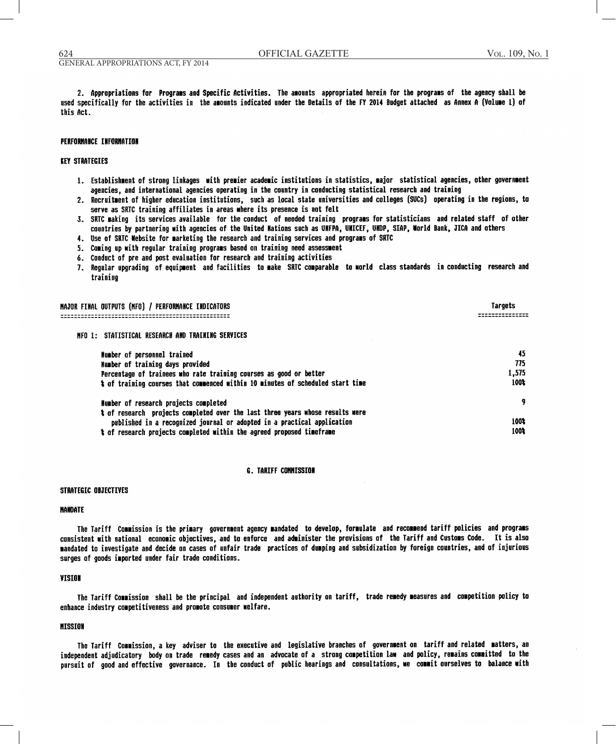2. **Appropriations for Programs and Specific Activities.** The amounts appropriated herein for the programs of the agency shall be used specifically for the activities in the amounts indicated under the Details of the FY 2014 Budget attached as Annex A (Volume 1) of this Act.

**PERFORMANCE INFORMATION**

**KEY STRATEGIES**

1. Establishment of strong linkages with premier academic institutions in statistics, major statistical agencies, other government agencies, and international agencies operating in the country in conducting statistical research and training
2. Recruitment of higher education institutions, such as local state universities and colleges (SUCs) operating in the regions, to serve as SRTC training affiliates in areas where its presence is not felt
3. SRTC making its services available for the conduct of needed training programs for statisticians and related staff of other countries by partnering with agencies of the United Nations such as UNFPA, UNICEF, UNDP, SIAP, World Bank, JICA and others
4. Use of SRTC Website for marketing the research and training services and programs of SRTC
5. Coming up with regular training programs based on training need assessment
6. Conduct of pre and post evaluation for research and training activities
7. Regular upgrading of equipment and facilities to make SRTC comparable to world class standards in conducting research and training

| MAJOR FINAL OUTPUTS (MFO) / PERFORMANCE INDICATORS | Targets |
|---|---|
| **MFO 1: STATISTICAL RESEARCH AND TRAINING SERVICES** | |
| Number of personnel trained | 45 |
| Number of training days provided | 775 |
| Percentage of trainees who rate training courses as good or better | 1,575 |
| % of training courses that commenced within 10 minutes of scheduled start time | 100% |
| Number of research projects completed | 9 |
| % of research projects completed over the last three years whose results were published in a recognized journal or adopted in a practical application | 100% |
| % of research projects completed within the agreed proposed timeframe | 100% |

## G. TARIFF COMMISSION

**STRATEGIC OBJECTIVES**

**MANDATE**

The Tariff Commission is the primary government agency mandated to develop, formulate and recommend tariff policies and programs consistent with national economic objectives, and to enforce and administer the provisions of the Tariff and Customs Code. It is also mandated to investigate and decide on cases of unfair trade practices of dumping and subsidization by foreign countries, and of injurious surges of goods imported under fair trade conditions.

**VISION**

The Tariff Commission shall be the principal and independent authority on tariff, trade remedy measures and competition policy to enhance industry competitiveness and promote consumer welfare.

**MISSION**

The Tariff Commission, a key adviser to the executive and legislative branches of government on tariff and related matters, an independent adjudicatory body on trade remedy cases and an advocate of a strong competition law and policy, remains committed to the pursuit of good and effective governance. In the conduct of public hearings and consultations, we commit ourselves to balance with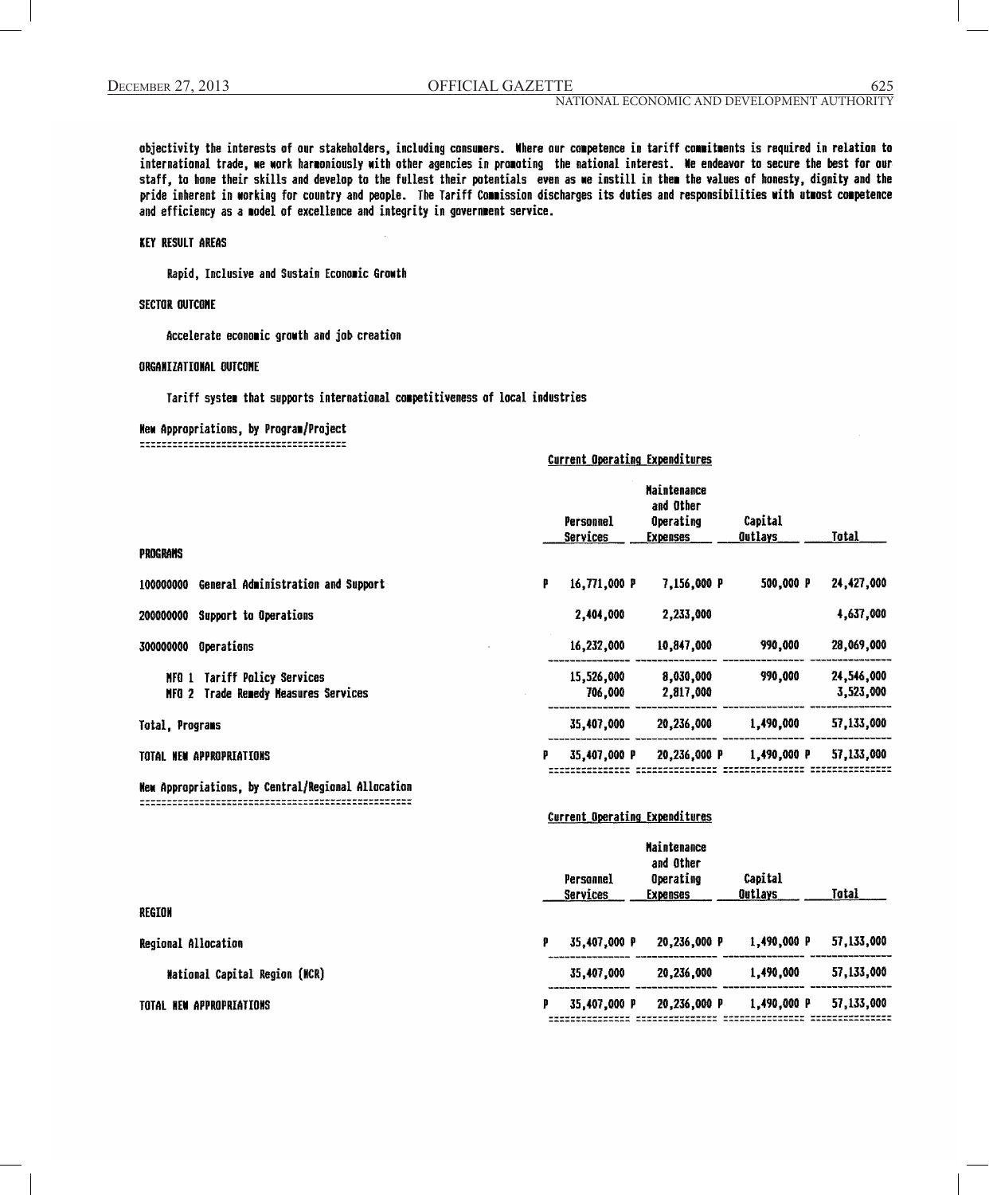objectivity the interests of our stakeholders, including consumers. Where our competence in tariff commitments is required in relation to international trade, we work harmoniously with other agencies in promoting the national interest. We endeavor to secure the best for our staff, to hone their skills and develop to the fullest their potentials even as we instill in them the values of honesty, dignity and the pride inherent in working for country and people. The Tariff Commission discharges its duties and responsibilities with utmost competence and efficiency as a model of excellence and integrity in government service.

KEY RESULT AREAS

Rapid, Inclusive and Sustain Economic Growth

SECTOR OUTCOME

Accelerate economic growth and job creation

ORGANIZATIONAL OUTCOME

Tariff system that supports international competitiveness of local industries

## New Appropriations, by Program/Project

| | Current Operating Expenditures | | | |
|---|---|---|---|---|
| | Personnel Services | Maintenance and Other Operating Expenses | Capital Outlays | Total |
| PROGRAMS | | | | |
| 100000000 General Administration and Support | P 16,771,000 P | 7,156,000 P | 500,000 P | 24,427,000 |
| 200000000 Support to Operations | 2,404,000 | 2,233,000 | | 4,637,000 |
| 300000000 Operations | 16,232,000 | 10,847,000 | 990,000 | 28,069,000 |
| MFO 1 Tariff Policy Services | 15,526,000 | 8,030,000 | 990,000 | 24,546,000 |
| MFO 2 Trade Remedy Measures Services | 706,000 | 2,817,000 | | 3,523,000 |
| Total, Programs | 35,407,000 | 20,236,000 | 1,490,000 | 57,133,000 |
| TOTAL NEW APPROPRIATIONS | P 35,407,000 P | 20,236,000 P | 1,490,000 P | 57,133,000 |

## New Appropriations, by Central/Regional Allocation

| | Current Operating Expenditures | | | |
|---|---|---|---|---|
| | Personnel Services | Maintenance and Other Operating Expenses | Capital Outlays | Total |
| REGION | | | | |
| Regional Allocation | P 35,407,000 P | 20,236,000 P | 1,490,000 P | 57,133,000 |
| National Capital Region (NCR) | 35,407,000 | 20,236,000 | 1,490,000 | 57,133,000 |
| TOTAL NEW APPROPRIATIONS | P 35,407,000 P | 20,236,000 P | 1,490,000 P | 57,133,000 |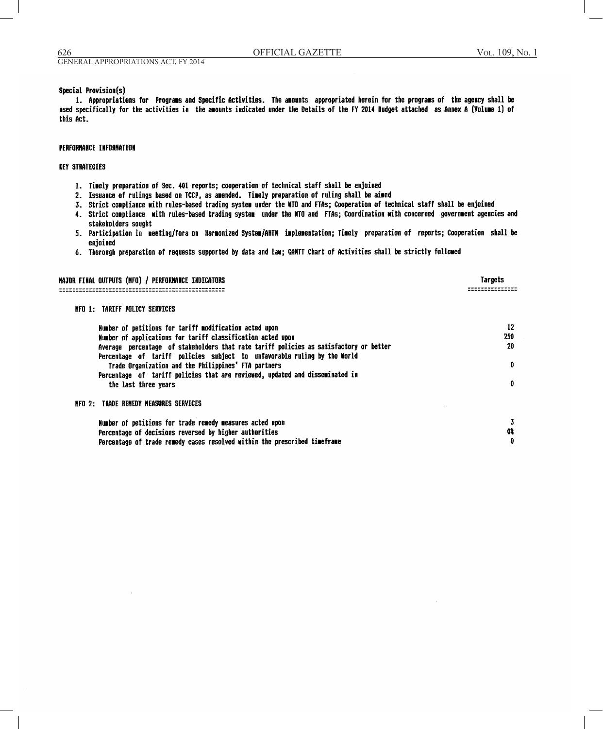**Special Provision(s)**

1. **Appropriations for Programs and Specific Activities.** The amounts appropriated herein for the programs of the agency shall be used specifically for the activities in the amounts indicated under the Details of the FY 2014 Budget attached as Annex A (Volume 1) of this Act.

**PERFORMANCE INFORMATION**

**KEY STRATEGIES**

1. Timely preparation of Sec. 401 reports; cooperation of technical staff shall be enjoined
2. Issuance of rulings based on TCCP, as amended. Timely preparation of ruling shall be aimed
3. Strict compliance with rules-based trading system under the WTO and FTAs; Cooperation of technical staff shall be enjoined
4. Strict compliance with rules-based trading system under the WTO and FTAs; Coordination with concerned government agencies and stakeholders sought
5. Participation in meeting/fora on Harmonized System/AHTN implementation; Timely preparation of reports; Cooperation shall be enjoined
6. Thorough preparation of requests supported by data and law; GANTT Chart of Activities shall be strictly followed

| MAJOR FINAL OUTPUTS (MFO) / PERFORMANCE INDICATORS | Targets |
|---|---|
| **MFO 1: TARIFF POLICY SERVICES** | |
| Number of petitions for tariff modification acted upon | 12 |
| Number of applications for tariff classification acted upon | 250 |
| Average percentage of stakeholders that rate tariff policies as satisfactory or better | 20 |
| Percentage of tariff policies subject to unfavorable ruling by the World Trade Organization and the Philippines' FTA partners | 0 |
| Percentage of tariff policies that are reviewed, updated and disseminated in the last three years | 0 |
| **MFO 2: TRADE REMEDY MEASURES SERVICES** | |
| Number of petitions for trade remedy measures acted upon | 3 |
| Percentage of decisions reversed by higher authorities | 0% |
| Percentage of trade remedy cases resolved within the prescribed timeframe | 0 |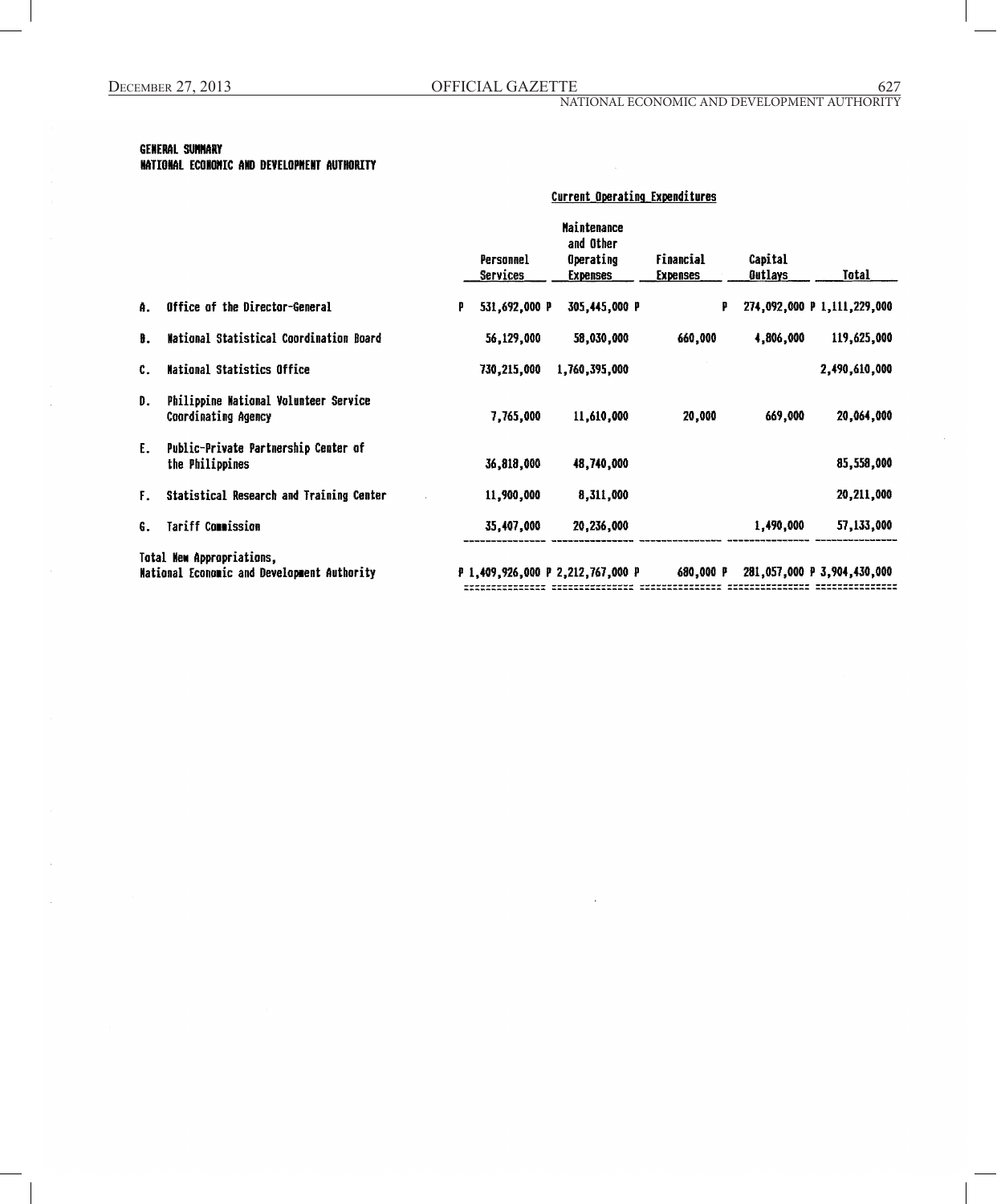GENERAL SUMMARY
NATIONAL ECONOMIC AND DEVELOPMENT AUTHORITY

| | Current Operating Expenditures | | | | |
|---|---|---|---|---|---|
| | Personnel Services | Maintenance and Other Operating Expenses | Financial Expenses | Capital Outlays | Total |
| A. Office of the Director-General | P 531,692,000 | P 305,445,000 | P | P 274,092,000 | P 1,111,229,000 |
| B. National Statistical Coordination Board | 56,129,000 | 58,030,000 | 660,000 | 4,806,000 | 119,625,000 |
| C. National Statistics Office | 730,215,000 | 1,760,395,000 | | | 2,490,610,000 |
| D. Philippine National Volunteer Service Coordinating Agency | 7,765,000 | 11,610,000 | 20,000 | 669,000 | 20,064,000 |
| E. Public-Private Partnership Center of the Philippines | 36,818,000 | 48,740,000 | | | 85,558,000 |
| F. Statistical Research and Training Center | 11,900,000 | 8,311,000 | | | 20,211,000 |
| G. Tariff Commission | 35,407,000 | 20,236,000 | | 1,490,000 | 57,133,000 |
| Total New Appropriations, National Economic and Development Authority | P 1,409,926,000 | P 2,212,767,000 | P 680,000 | P 281,057,000 | P 3,904,430,000 |